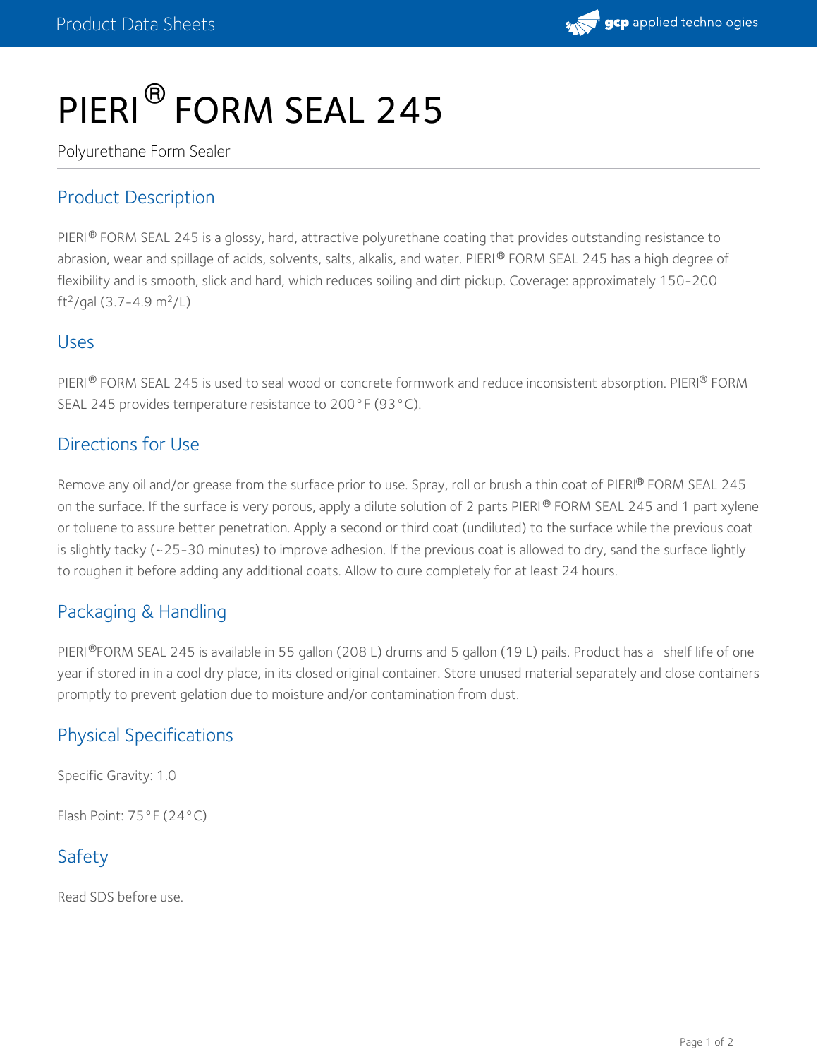# PIERI® FORM SEAL 245

Polyurethane Form Sealer

## Product Description

PIERI® FORM SEAL 245 is a glossy, hard, attractive polyurethane coating that provides outstanding resistance to abrasion, wear and spillage of acids, solvents, salts, alkalis, and water. PIERI® FORM SEAL 245 has a high degree of flexibility and is smooth, slick and hard, which reduces soiling and dirt pickup. Coverage: approximately 150-200 $ft^2$/gal (3.7-4.9 $m^2$/L)

## Uses

PIERI® FORM SEAL 245 is used to seal wood or concrete formwork and reduce inconsistent absorption. PIERI® FORM SEAL 245 provides temperature resistance to 200°F (93°C).

## Directions for Use

Remove any oil and/or grease from the surface prior to use. Spray, roll or brush a thin coat of PIERI® FORM SEAL 245 on the surface. If the surface is very porous, apply a dilute solution of 2 parts PIERI® FORM SEAL 245 and 1 part xylene or toluene to assure better penetration. Apply a second or third coat (undiluted) to the surface while the previous coat is slightly tacky (~25-30 minutes) to improve adhesion. If the previous coat is allowed to dry, sand the surface lightly to roughen it before adding any additional coats. Allow to cure completely for at least 24 hours.

## Packaging & Handling

PIERI® FORM SEAL 245 is available in 55 gallon (208 L) drums and 5 gallon (19 L) pails. Product has a shelf life of one year if stored in in a cool dry place, in its closed original container. Store unused material separately and close containers promptly to prevent gelation due to moisture and/or contamination from dust.

## Physical Specifications

Specific Gravity: 1.0

Flash Point: 75°F (24°C)

## Safety

Read SDS before use.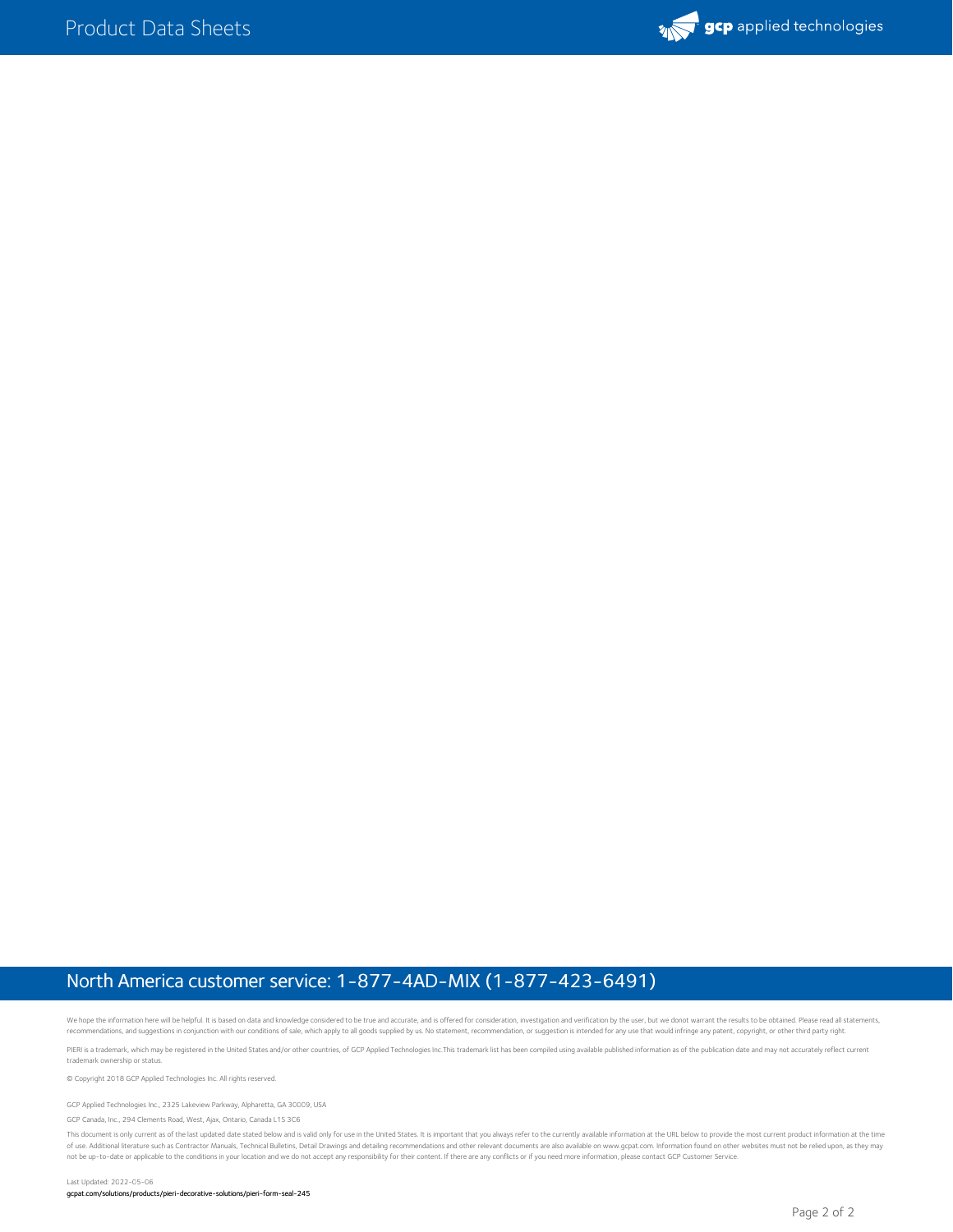## North America customer service: 1-877-4AD-MIX (1-877-423-6491)

We hope the information here will be helpful. It is based on data and knowledge considered to be true and accurate, and is offered for consideration, investigation and verification by the user, but we donot warrant the results to be obtained. Please read all statements, recommendations, and suggestions in conjunction with our conditions of sale, which apply to all goods supplied by us. No statement, recommendation, or suggestion is intended for any use that would infringe any patent, copyright, or other third party right.

PIERI is a trademark, which may be registered in the United States and/or other countries, of GCP Applied Technologies Inc.This trademark list has been compiled using available published information as of the publication date and may not accurately reflect current trademark ownership or status.

© Copyright 2018 GCP Applied Technologies Inc. All rights reserved.

GCP Applied Technologies Inc., 2325 Lakeview Parkway, Alpharetta, GA 30009, USA

GCP Canada, Inc., 294 Clements Road, West, Ajax, Ontario, Canada L1S 3C6

This document is only current as of the last updated date stated below and is valid only for use in the United States. It is important that you always refer to the currently available information at the URL below to provide the most current product information at the time of use. Additional literature such as Contractor Manuals, Technical Bulletins, Detail Drawings and detailing recommendations and other relevant documents are also available on www.gcpat.com. Information found on other websites must not be relied upon, as they may not be up-to-date or applicable to the conditions in your location and we do not accept any responsibility for their content. If there are any conflicts or if you need more information, please contact GCP Customer Service.

Last Updated: 2022-05-06

gcpat.com/solutions/products/pieri-decorative-solutions/pieri-form-seal-245